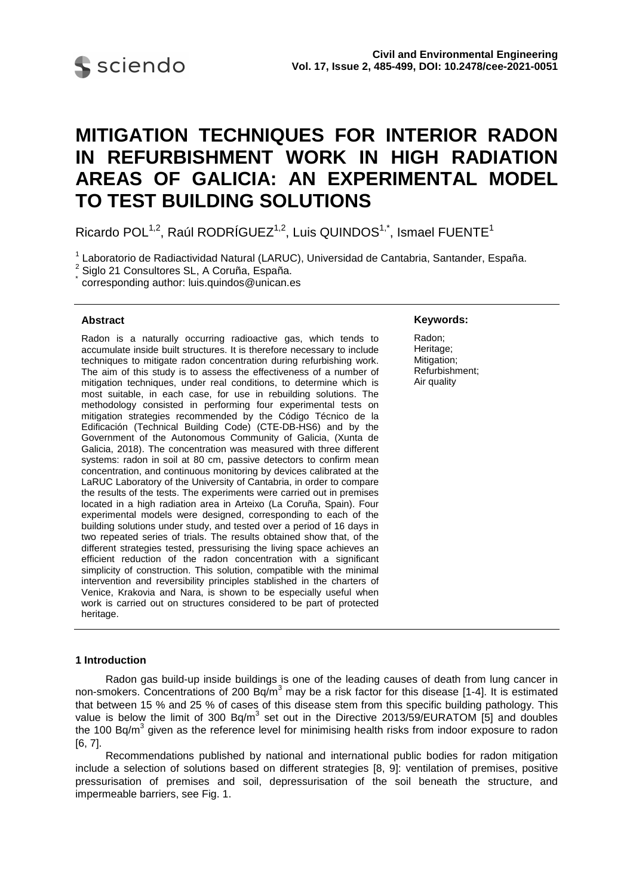# MITIGATION TECHNIQUES FOR INTERIOR RADON IN REFURBISHMENT WORK IN HIGH RADIATION AREAS OF GALICIA: AN EXPERIMENTAL MODEL TO TEST BUILDING SOLUTIONS

Ricardo POL[1,2], Raúl RODRÍGUEZ[1,2], Luis QUINDOS[1,*], Ismael FUENTE[1]

[1] Laboratorio de Radiactividad Natural (LARUC), Universidad de Cantabria, Santander, España.
[2] Siglo 21 Consultores SL, A Coruña, España.
[*] corresponding author: luis.quindos@unican.es

### Abstract

Radon is a naturally occurring radioactive gas, which tends to accumulate inside built structures. It is therefore necessary to include techniques to mitigate radon concentration during refurbishing work. The aim of this study is to assess the effectiveness of a number of mitigation techniques, under real conditions, to determine which is most suitable, in each case, for use in rebuilding solutions. The methodology consisted in performing four experimental tests on mitigation strategies recommended by the Código Técnico de la Edificación (Technical Building Code) (CTE-DB-HS6) and by the Government of the Autonomous Community of Galicia, (Xunta de Galicia, 2018). The concentration was measured with three different systems: radon in soil at 80 cm, passive detectors to confirm mean concentration, and continuous monitoring by devices calibrated at the LaRUC Laboratory of the University of Cantabria, in order to compare the results of the tests. The experiments were carried out in premises located in a high radiation area in Arteixo (La Coruña, Spain). Four experimental models were designed, corresponding to each of the building solutions under study, and tested over a period of 16 days in two repeated series of trials. The results obtained show that, of the different strategies tested, pressurising the living space achieves an efficient reduction of the radon concentration with a significant simplicity of construction. This solution, compatible with the minimal intervention and reversibility principles stablished in the charters of Venice, Krakovia and Nara, is shown to be especially useful when work is carried out on structures considered to be part of protected heritage.

### Keywords:

Radon;
Heritage;
Mitigation;
Refurbishment;
Air quality

## 1 Introduction

Radon gas build-up inside buildings is one of the leading causes of death from lung cancer in non-smokers. Concentrations of 200 Bq/m$^3$ may be a risk factor for this disease [1-4]. It is estimated that between 15 % and 25 % of cases of this disease stem from this specific building pathology. This value is below the limit of 300 Bq/m$^3$ set out in the Directive 2013/59/EURATOM [5] and doubles the 100 Bq/m$^3$ given as the reference level for minimising health risks from indoor exposure to radon [6, 7].

Recommendations published by national and international public bodies for radon mitigation include a selection of solutions based on different strategies [8, 9]: ventilation of premises, positive pressurisation of premises and soil, depressurisation of the soil beneath the structure, and impermeable barriers, see Fig. 1.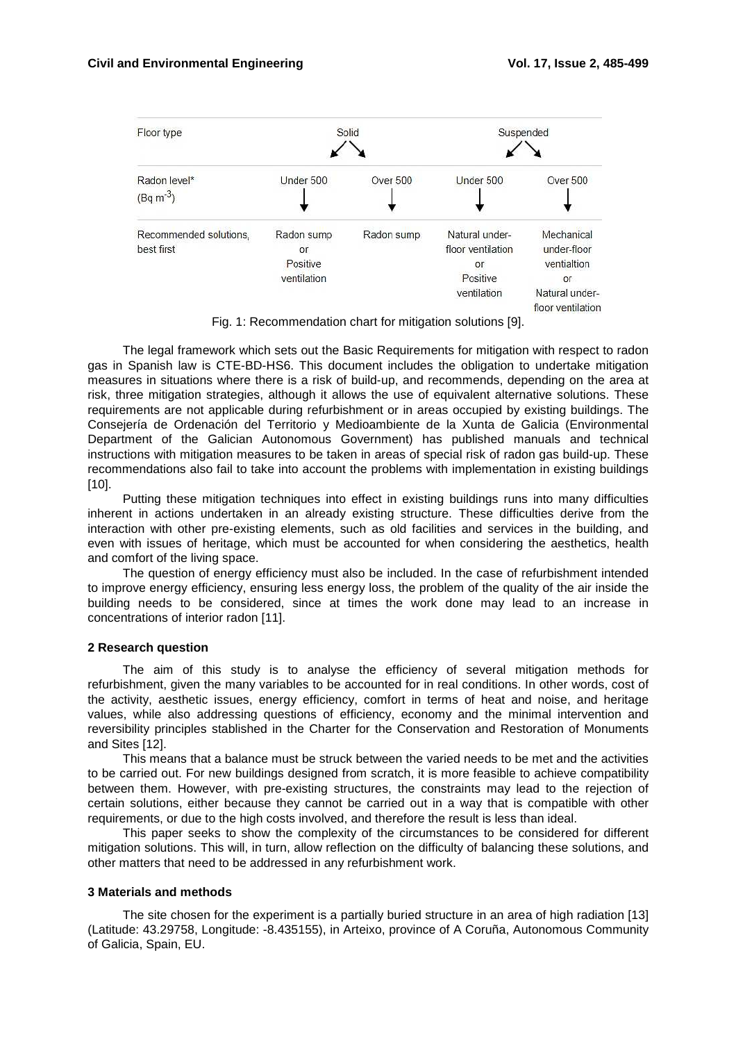| Floor type | Solid | | Suspended | |
|---|---|---|---|---|
| Radon level* ($Bq\ m^{-3}$) | Under 500 | Over 500 | Under 500 | Over 500 |
| Recommended solutions, best first | Radon sump or Positive ventilation | Radon sump | Natural under-floor ventilation or Positive ventilation | Mechanical under-floor ventialtion or Natural under-floor ventilation |

Fig. 1: Recommendation chart for mitigation solutions [9].

The legal framework which sets out the Basic Requirements for mitigation with respect to radon gas in Spanish law is CTE-BD-HS6. This document includes the obligation to undertake mitigation measures in situations where there is a risk of build-up, and recommends, depending on the area at risk, three mitigation strategies, although it allows the use of equivalent alternative solutions. These requirements are not applicable during refurbishment or in areas occupied by existing buildings. The Consejería de Ordenación del Territorio y Medioambiente de la Xunta de Galicia (Environmental Department of the Galician Autonomous Government) has published manuals and technical instructions with mitigation measures to be taken in areas of special risk of radon gas build-up. These recommendations also fail to take into account the problems with implementation in existing buildings [10].

Putting these mitigation techniques into effect in existing buildings runs into many difficulties inherent in actions undertaken in an already existing structure. These difficulties derive from the interaction with other pre-existing elements, such as old facilities and services in the building, and even with issues of heritage, which must be accounted for when considering the aesthetics, health and comfort of the living space.

The question of energy efficiency must also be included. In the case of refurbishment intended to improve energy efficiency, ensuring less energy loss, the problem of the quality of the air inside the building needs to be considered, since at times the work done may lead to an increase in concentrations of interior radon [11].

## 2 Research question

The aim of this study is to analyse the efficiency of several mitigation methods for refurbishment, given the many variables to be accounted for in real conditions. In other words, cost of the activity, aesthetic issues, energy efficiency, comfort in terms of heat and noise, and heritage values, while also addressing questions of efficiency, economy and the minimal intervention and reversibility principles stablished in the Charter for the Conservation and Restoration of Monuments and Sites [12].

This means that a balance must be struck between the varied needs to be met and the activities to be carried out. For new buildings designed from scratch, it is more feasible to achieve compatibility between them. However, with pre-existing structures, the constraints may lead to the rejection of certain solutions, either because they cannot be carried out in a way that is compatible with other requirements, or due to the high costs involved, and therefore the result is less than ideal.

This paper seeks to show the complexity of the circumstances to be considered for different mitigation solutions. This will, in turn, allow reflection on the difficulty of balancing these solutions, and other matters that need to be addressed in any refurbishment work.

## 3 Materials and methods

The site chosen for the experiment is a partially buried structure in an area of high radiation [13] (Latitude: 43.29758, Longitude: -8.435155), in Arteixo, province of A Coruña, Autonomous Community of Galicia, Spain, EU.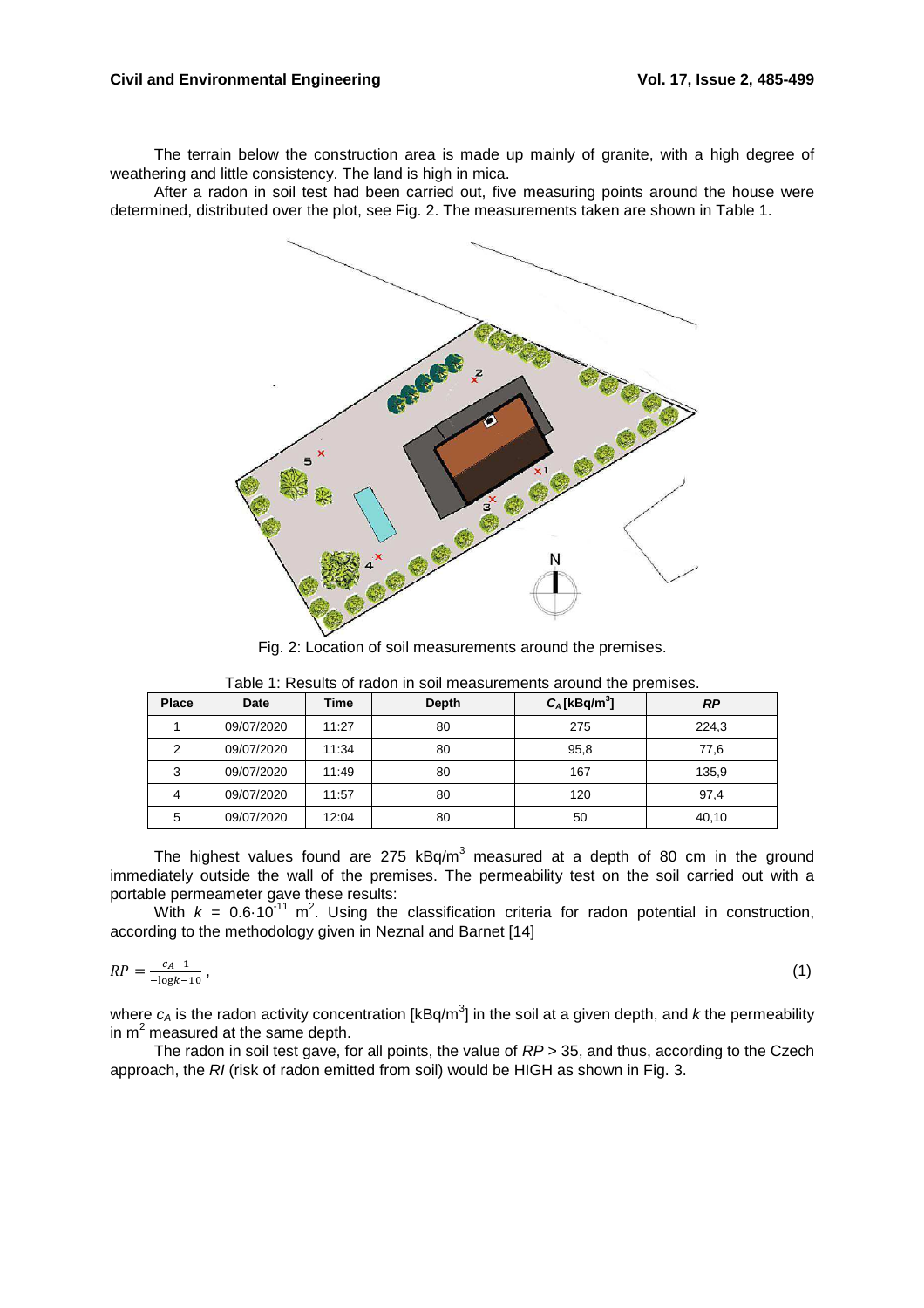The terrain below the construction area is made up mainly of granite, with a high degree of weathering and little consistency. The land is high in mica.

After a radon in soil test had been carried out, five measuring points around the house were determined, distributed over the plot, see Fig. 2. The measurements taken are shown in Table 1.

Fig. 2: Location of soil measurements around the premises.

Table 1: Results of radon in soil measurements around the premises.

| Place | Date | Time | Depth | $C_A$ [kBq/m$^3$] | *RP* |
|---|---|---|---|---|---|
| 1 | 09/07/2020 | 11:27 | 80 | 275 | 224,3 |
| 2 | 09/07/2020 | 11:34 | 80 | 95,8 | 77,6 |
| 3 | 09/07/2020 | 11:49 | 80 | 167 | 135,9 |
| 4 | 09/07/2020 | 11:57 | 80 | 120 | 97,4 |
| 5 | 09/07/2020 | 12:04 | 80 | 50 | 40,10 |

The highest values found are 275 kBq/m$^3$ measured at a depth of 80 cm in the ground immediately outside the wall of the premises. The permeability test on the soil carried out with a portable permeameter gave these results:

With $k = 0.6 \cdot 10^{-11}$ m$^2$. Using the classification criteria for radon potential in construction, according to the methodology given in Neznal and Barnet [14]

$$RP = \frac{c_A - 1}{-\log k - 10}, \tag{1}$$

where $c_A$ is the radon activity concentration [kBq/m$^3$] in the soil at a given depth, and $k$ the permeability in m$^2$ measured at the same depth.

The radon in soil test gave, for all points, the value of $RP > 35$, and thus, according to the Czech approach, the *RI* (risk of radon emitted from soil) would be HIGH as shown in Fig. 3.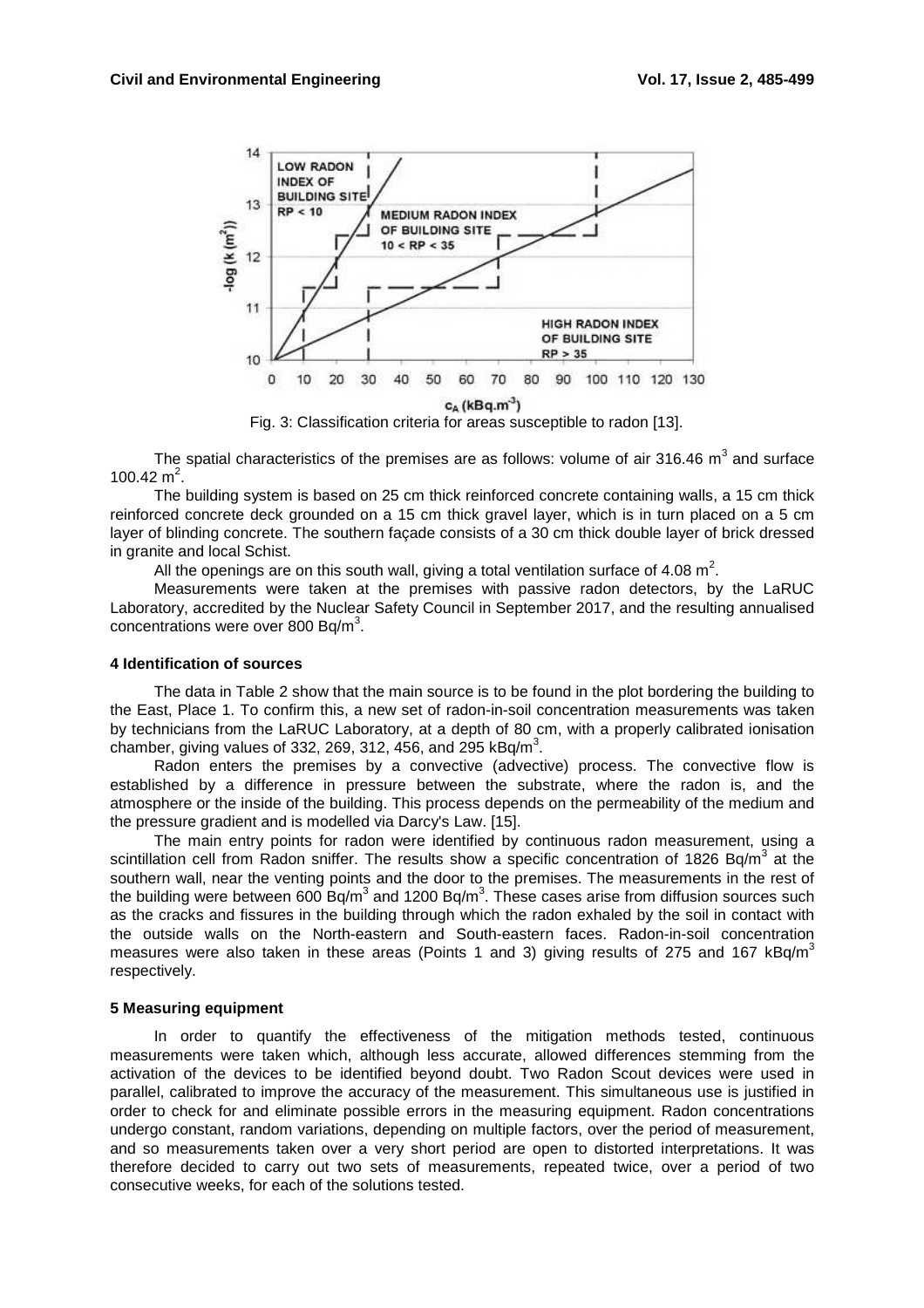Fig. 3: Classification criteria for areas susceptible to radon [13].

The spatial characteristics of the premises are as follows: volume of air 316.46 $m^3$ and surface 100.42 $m^2$.

The building system is based on 25 cm thick reinforced concrete containing walls, a 15 cm thick reinforced concrete deck grounded on a 15 cm thick gravel layer, which is in turn placed on a 5 cm layer of blinding concrete. The southern façade consists of a 30 cm thick double layer of brick dressed in granite and local Schist.

All the openings are on this south wall, giving a total ventilation surface of 4.08 $m^2$.

Measurements were taken at the premises with passive radon detectors, by the LaRUC Laboratory, accredited by the Nuclear Safety Council in September 2017, and the resulting annualised concentrations were over 800 Bq/$m^3$.

## 4 Identification of sources

The data in Table 2 show that the main source is to be found in the plot bordering the building to the East, Place 1. To confirm this, a new set of radon-in-soil concentration measurements was taken by technicians from the LaRUC Laboratory, at a depth of 80 cm, with a properly calibrated ionisation chamber, giving values of 332, 269, 312, 456, and 295 kBq/$m^3$.

Radon enters the premises by a convective (advective) process. The convective flow is established by a difference in pressure between the substrate, where the radon is, and the atmosphere or the inside of the building. This process depends on the permeability of the medium and the pressure gradient and is modelled via Darcy's Law. [15].

The main entry points for radon were identified by continuous radon measurement, using a scintillation cell from Radon sniffer. The results show a specific concentration of 1826 Bq/$m^3$ at the southern wall, near the venting points and the door to the premises. The measurements in the rest of the building were between 600 Bq/$m^3$ and 1200 Bq/$m^3$. These cases arise from diffusion sources such as the cracks and fissures in the building through which the radon exhaled by the soil in contact with the outside walls on the North-eastern and South-eastern faces. Radon-in-soil concentration measures were also taken in these areas (Points 1 and 3) giving results of 275 and 167 kBq/$m^3$ respectively.

## 5 Measuring equipment

In order to quantify the effectiveness of the mitigation methods tested, continuous measurements were taken which, although less accurate, allowed differences stemming from the activation of the devices to be identified beyond doubt. Two Radon Scout devices were used in parallel, calibrated to improve the accuracy of the measurement. This simultaneous use is justified in order to check for and eliminate possible errors in the measuring equipment. Radon concentrations undergo constant, random variations, depending on multiple factors, over the period of measurement, and so measurements taken over a very short period are open to distorted interpretations. It was therefore decided to carry out two sets of measurements, repeated twice, over a period of two consecutive weeks, for each of the solutions tested.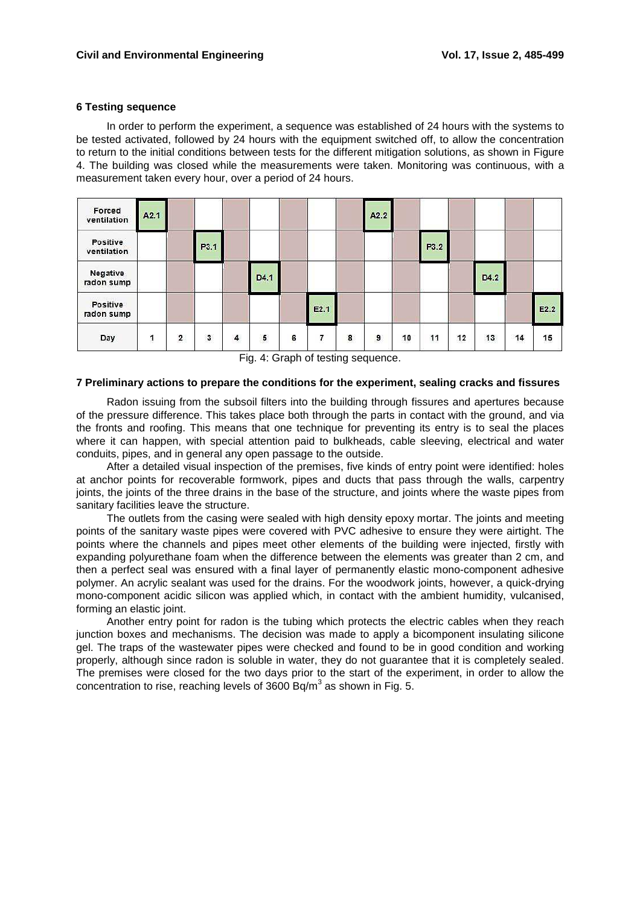## 6 Testing sequence

In order to perform the experiment, a sequence was established of 24 hours with the systems to be tested activated, followed by 24 hours with the equipment switched off, to allow the concentration to return to the initial conditions between tests for the different mitigation solutions, as shown in Figure 4. The building was closed while the measurements were taken. Monitoring was continuous, with a measurement taken every hour, over a period of 24 hours.

| | | | | | | | | | | | | | | | |
|---|---|---|---|---|---|---|---|---|---|---|---|---|---|---|---|
| Forced ventilation | A2.1 | | | | | | | | A2.2 | | | | | | |
| Positive ventilation | | | P3.1 | | | | | | | | P3.2 | | | | |
| Negative radon sump | | | | | D4.1 | | | | | | | | D4.2 | | |
| Positive radon sump | | | | | | | E2.1 | | | | | | | | E2.2 |
| Day | 1 | 2 | 3 | 4 | 5 | 6 | 7 | 8 | 9 | 10 | 11 | 12 | 13 | 14 | 15 |

Fig. 4: Graph of testing sequence.

## 7 Preliminary actions to prepare the conditions for the experiment, sealing cracks and fissures

Radon issuing from the subsoil filters into the building through fissures and apertures because of the pressure difference. This takes place both through the parts in contact with the ground, and via the fronts and roofing. This means that one technique for preventing its entry is to seal the places where it can happen, with special attention paid to bulkheads, cable sleeving, electrical and water conduits, pipes, and in general any open passage to the outside.

After a detailed visual inspection of the premises, five kinds of entry point were identified: holes at anchor points for recoverable formwork, pipes and ducts that pass through the walls, carpentry joints, the joints of the three drains in the base of the structure, and joints where the waste pipes from sanitary facilities leave the structure.

The outlets from the casing were sealed with high density epoxy mortar. The joints and meeting points of the sanitary waste pipes were covered with PVC adhesive to ensure they were airtight. The points where the channels and pipes meet other elements of the building were injected, firstly with expanding polyurethane foam when the difference between the elements was greater than 2 cm, and then a perfect seal was ensured with a final layer of permanently elastic mono-component adhesive polymer. An acrylic sealant was used for the drains. For the woodwork joints, however, a quick-drying mono-component acidic silicon was applied which, in contact with the ambient humidity, vulcanised, forming an elastic joint.

Another entry point for radon is the tubing which protects the electric cables when they reach junction boxes and mechanisms. The decision was made to apply a bicomponent insulating silicone gel. The traps of the wastewater pipes were checked and found to be in good condition and working properly, although since radon is soluble in water, they do not guarantee that it is completely sealed. The premises were closed for the two days prior to the start of the experiment, in order to allow the concentration to rise, reaching levels of 3600 Bq/m$^3$ as shown in Fig. 5.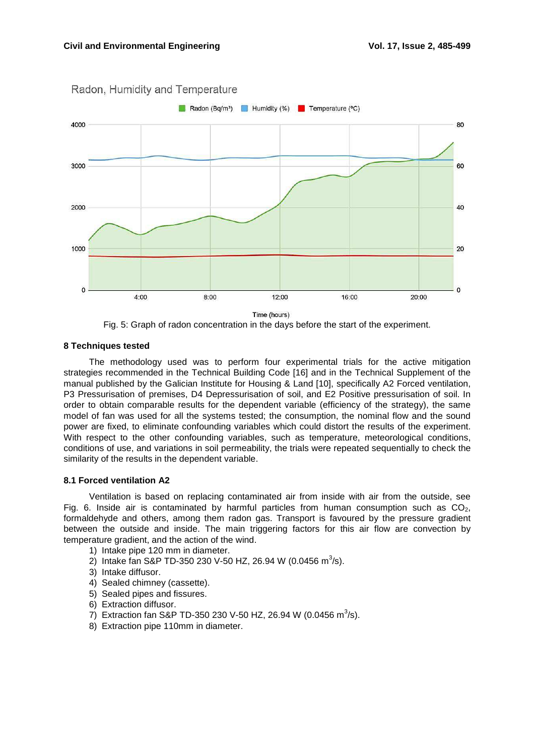Fig. 5: Graph of radon concentration in the days before the start of the experiment.

## 8 Techniques tested

The methodology used was to perform four experimental trials for the active mitigation strategies recommended in the Technical Building Code [16] and in the Technical Supplement of the manual published by the Galician Institute for Housing & Land [10], specifically A2 Forced ventilation, P3 Pressurisation of premises, D4 Depressurisation of soil, and E2 Positive pressurisation of soil. In order to obtain comparable results for the dependent variable (efficiency of the strategy), the same model of fan was used for all the systems tested; the consumption, the nominal flow and the sound power are fixed, to eliminate confounding variables which could distort the results of the experiment. With respect to the other confounding variables, such as temperature, meteorological conditions, conditions of use, and variations in soil permeability, the trials were repeated sequentially to check the similarity of the results in the dependent variable.

### 8.1 Forced ventilation A2

Ventilation is based on replacing contaminated air from inside with air from the outside, see Fig. 6. Inside air is contaminated by harmful particles from human consumption such as $CO_2$, formaldehyde and others, among them radon gas. Transport is favoured by the pressure gradient between the outside and inside. The main triggering factors for this air flow are convection by temperature gradient, and the action of the wind.

1) Intake pipe 120 mm in diameter.
2) Intake fan S&P TD-350 230 V-50 HZ, 26.94 W (0.0456 $m^3/s$).
3) Intake diffusor.
4) Sealed chimney (cassette).
5) Sealed pipes and fissures.
6) Extraction diffusor.
7) Extraction fan S&P TD-350 230 V-50 HZ, 26.94 W (0.0456 $m^3/s$).
8) Extraction pipe 110mm in diameter.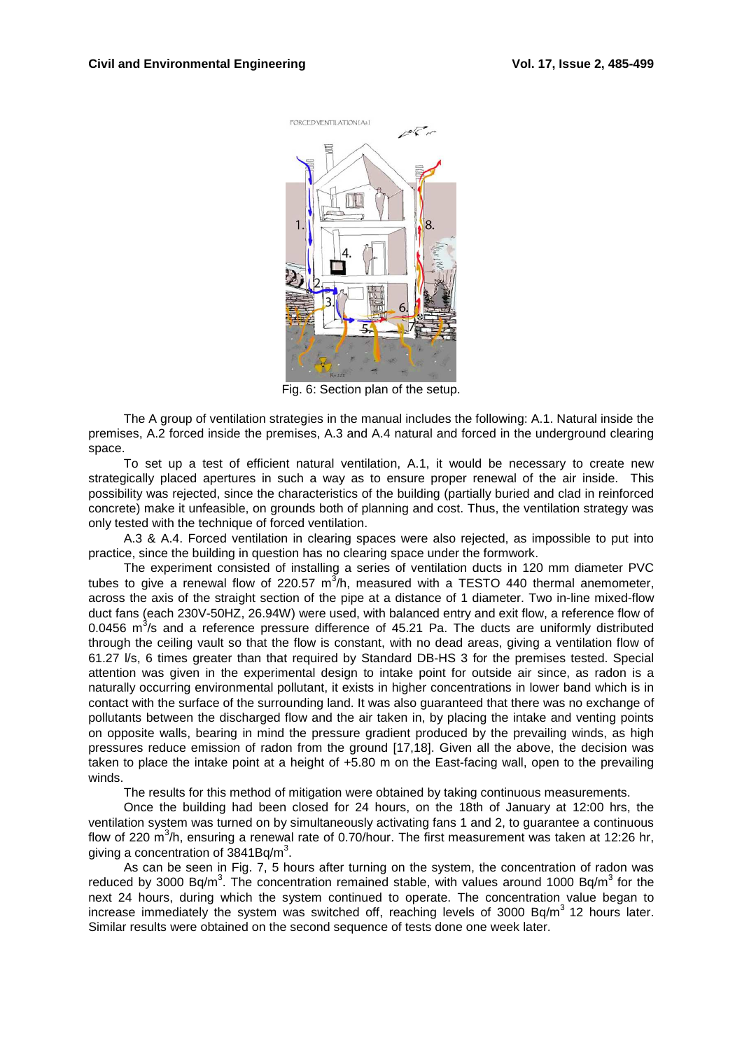Fig. 6: Section plan of the setup.

The A group of ventilation strategies in the manual includes the following: A.1. Natural inside the premises, A.2 forced inside the premises, A.3 and A.4 natural and forced in the underground clearing space.

To set up a test of efficient natural ventilation, A.1, it would be necessary to create new strategically placed apertures in such a way as to ensure proper renewal of the air inside. This possibility was rejected, since the characteristics of the building (partially buried and clad in reinforced concrete) make it unfeasible, on grounds both of planning and cost. Thus, the ventilation strategy was only tested with the technique of forced ventilation.

A.3 & A.4. Forced ventilation in clearing spaces were also rejected, as impossible to put into practice, since the building in question has no clearing space under the formwork.

The experiment consisted of installing a series of ventilation ducts in 120 mm diameter PVC tubes to give a renewal flow of 220.57 $m^3/h$, measured with a TESTO 440 thermal anemometer, across the axis of the straight section of the pipe at a distance of 1 diameter. Two in-line mixed-flow duct fans (each 230V-50HZ, 26.94W) were used, with balanced entry and exit flow, a reference flow of 0.0456 $m^3/s$ and a reference pressure difference of 45.21 Pa. The ducts are uniformly distributed through the ceiling vault so that the flow is constant, with no dead areas, giving a ventilation flow of 61.27 l/s, 6 times greater than that required by Standard DB-HS 3 for the premises tested. Special attention was given in the experimental design to intake point for outside air since, as radon is a naturally occurring environmental pollutant, it exists in higher concentrations in lower band which is in contact with the surface of the surrounding land. It was also guaranteed that there was no exchange of pollutants between the discharged flow and the air taken in, by placing the intake and venting points on opposite walls, bearing in mind the pressure gradient produced by the prevailing winds, as high pressures reduce emission of radon from the ground [17,18]. Given all the above, the decision was taken to place the intake point at a height of +5.80 m on the East-facing wall, open to the prevailing winds.

The results for this method of mitigation were obtained by taking continuous measurements.

Once the building had been closed for 24 hours, on the 18th of January at 12:00 hrs, the ventilation system was turned on by simultaneously activating fans 1 and 2, to guarantee a continuous flow of 220 $m^3/h$, ensuring a renewal rate of 0.70/hour. The first measurement was taken at 12:26 hr, giving a concentration of 3841$Bq/m^3$.

As can be seen in Fig. 7, 5 hours after turning on the system, the concentration of radon was reduced by 3000 $Bq/m^3$. The concentration remained stable, with values around 1000 $Bq/m^3$ for the next 24 hours, during which the system continued to operate. The concentration value began to increase immediately the system was switched off, reaching levels of 3000 $Bq/m^3$ 12 hours later. Similar results were obtained on the second sequence of tests done one week later.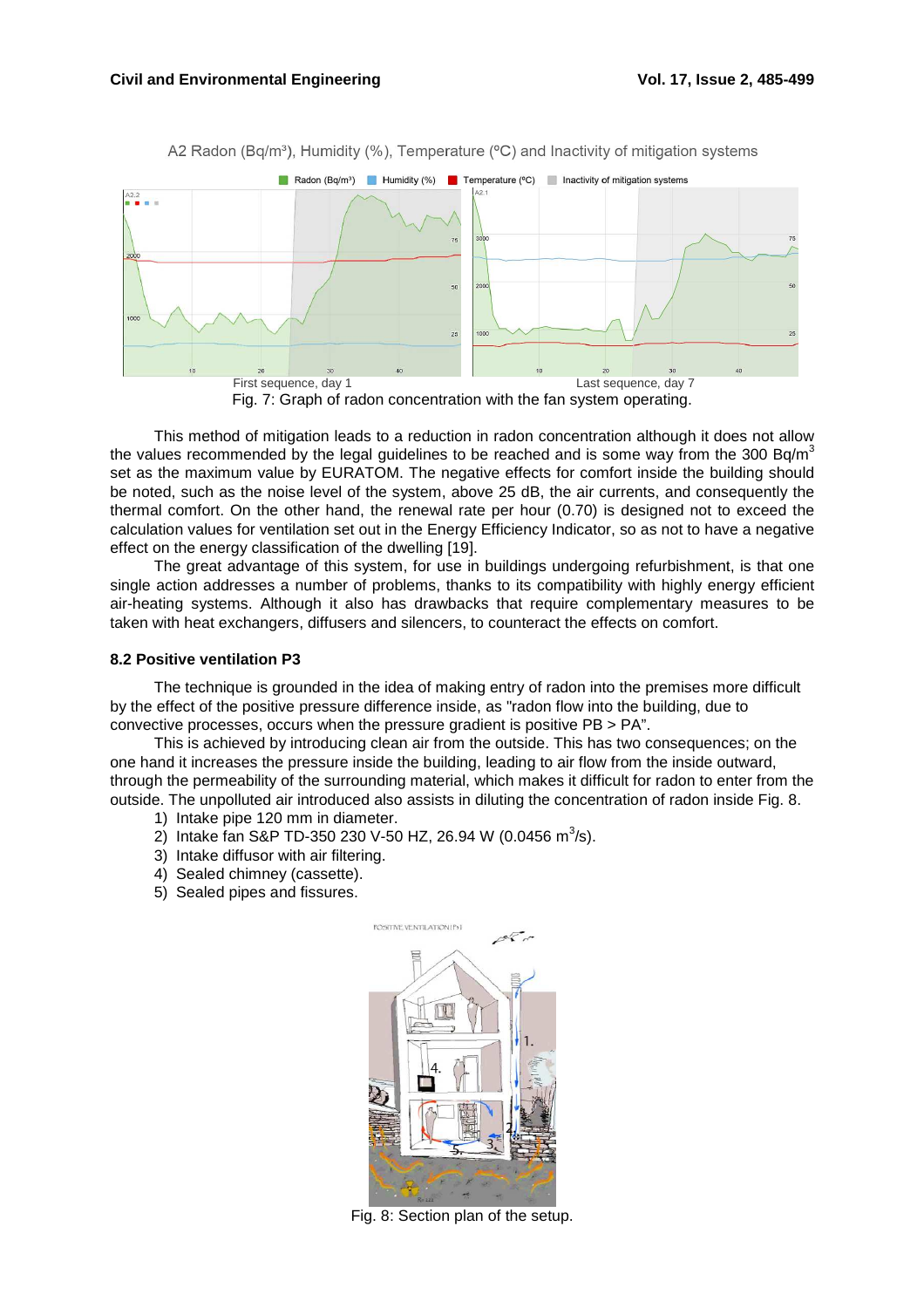Fig. 7: Graph of radon concentration with the fan system operating.

This method of mitigation leads to a reduction in radon concentration although it does not allow the values recommended by the legal guidelines to be reached and is some way from the 300 Bq/m$^3$ set as the maximum value by EURATOM. The negative effects for comfort inside the building should be noted, such as the noise level of the system, above 25 dB, the air currents, and consequently the thermal comfort. On the other hand, the renewal rate per hour (0.70) is designed not to exceed the calculation values for ventilation set out in the Energy Efficiency Indicator, so as not to have a negative effect on the energy classification of the dwelling [19].

The great advantage of this system, for use in buildings undergoing refurbishment, is that one single action addresses a number of problems, thanks to its compatibility with highly energy efficient air-heating systems. Although it also has drawbacks that require complementary measures to be taken with heat exchangers, diffusers and silencers, to counteract the effects on comfort.

### 8.2 Positive ventilation P3

The technique is grounded in the idea of making entry of radon into the premises more difficult by the effect of the positive pressure difference inside, as "radon flow into the building, due to convective processes, occurs when the pressure gradient is positive PB > PA".

This is achieved by introducing clean air from the outside. This has two consequences; on the one hand it increases the pressure inside the building, leading to air flow from the inside outward, through the permeability of the surrounding material, which makes it difficult for radon to enter from the outside. The unpolluted air introduced also assists in diluting the concentration of radon inside Fig. 8.

1) Intake pipe 120 mm in diameter.
2) Intake fan S&P TD-350 230 V-50 HZ, 26.94 W (0.0456 m$^3$/s).
3) Intake diffusor with air filtering.
4) Sealed chimney (cassette).
5) Sealed pipes and fissures.

Fig. 8: Section plan of the setup.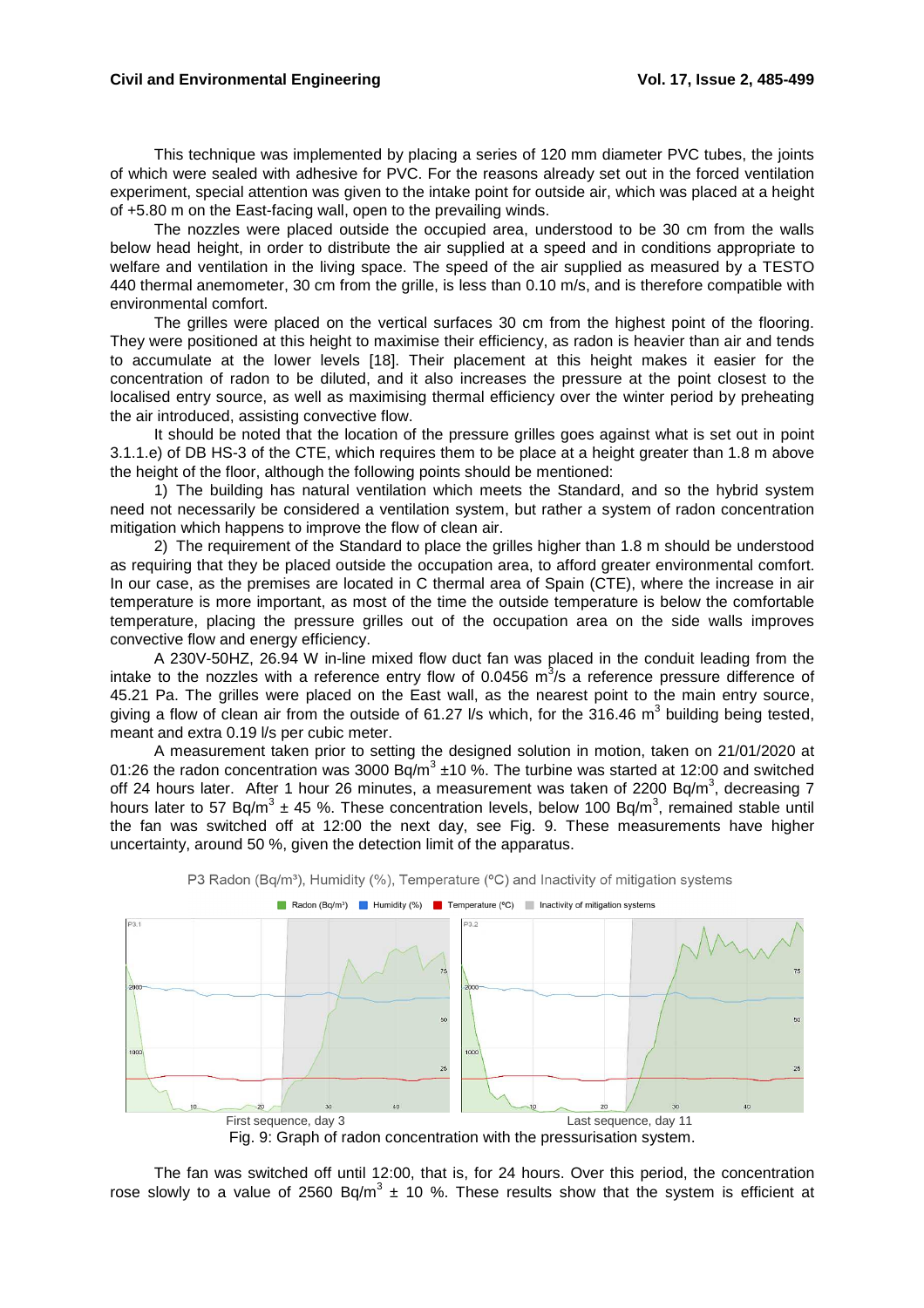This technique was implemented by placing a series of 120 mm diameter PVC tubes, the joints of which were sealed with adhesive for PVC. For the reasons already set out in the forced ventilation experiment, special attention was given to the intake point for outside air, which was placed at a height of +5.80 m on the East-facing wall, open to the prevailing winds.

The nozzles were placed outside the occupied area, understood to be 30 cm from the walls below head height, in order to distribute the air supplied at a speed and in conditions appropriate to welfare and ventilation in the living space. The speed of the air supplied as measured by a TESTO 440 thermal anemometer, 30 cm from the grille, is less than 0.10 m/s, and is therefore compatible with environmental comfort.

The grilles were placed on the vertical surfaces 30 cm from the highest point of the flooring. They were positioned at this height to maximise their efficiency, as radon is heavier than air and tends to accumulate at the lower levels [18]. Their placement at this height makes it easier for the concentration of radon to be diluted, and it also increases the pressure at the point closest to the localised entry source, as well as maximising thermal efficiency over the winter period by preheating the air introduced, assisting convective flow.

It should be noted that the location of the pressure grilles goes against what is set out in point 3.1.1.e) of DB HS-3 of the CTE, which requires them to be place at a height greater than 1.8 m above the height of the floor, although the following points should be mentioned:

1) The building has natural ventilation which meets the Standard, and so the hybrid system need not necessarily be considered a ventilation system, but rather a system of radon concentration mitigation which happens to improve the flow of clean air.

2) The requirement of the Standard to place the grilles higher than 1.8 m should be understood as requiring that they be placed outside the occupation area, to afford greater environmental comfort. In our case, as the premises are located in C thermal area of Spain (CTE), where the increase in air temperature is more important, as most of the time the outside temperature is below the comfortable temperature, placing the pressure grilles out of the occupation area on the side walls improves convective flow and energy efficiency.

A 230V-50HZ, 26.94 W in-line mixed flow duct fan was placed in the conduit leading from the intake to the nozzles with a reference entry flow of 0.0456 $m^3$/s a reference pressure difference of 45.21 Pa. The grilles were placed on the East wall, as the nearest point to the main entry source, giving a flow of clean air from the outside of 61.27 l/s which, for the 316.46 $m^3$ building being tested, meant and extra 0.19 l/s per cubic meter.

A measurement taken prior to setting the designed solution in motion, taken on 21/01/2020 at 01:26 the radon concentration was 3000 Bq/$m^3$ ±10 %. The turbine was started at 12:00 and switched off 24 hours later. After 1 hour 26 minutes, a measurement was taken of 2200 Bq/$m^3$, decreasing 7 hours later to 57 Bq/$m^3$ ± 45 %. These concentration levels, below 100 Bq/$m^3$, remained stable until the fan was switched off at 12:00 the next day, see Fig. 9. These measurements have higher uncertainty, around 50 %, given the detection limit of the apparatus.

P3 Radon (Bq/m³), Humidity (%), Temperature (ºC) and Inactivity of mitigation systems

First sequence, day 3 — Last sequence, day 11

Fig. 9: Graph of radon concentration with the pressurisation system.

The fan was switched off until 12:00, that is, for 24 hours. Over this period, the concentration rose slowly to a value of 2560 Bq/$m^3$ ± 10 %. These results show that the system is efficient at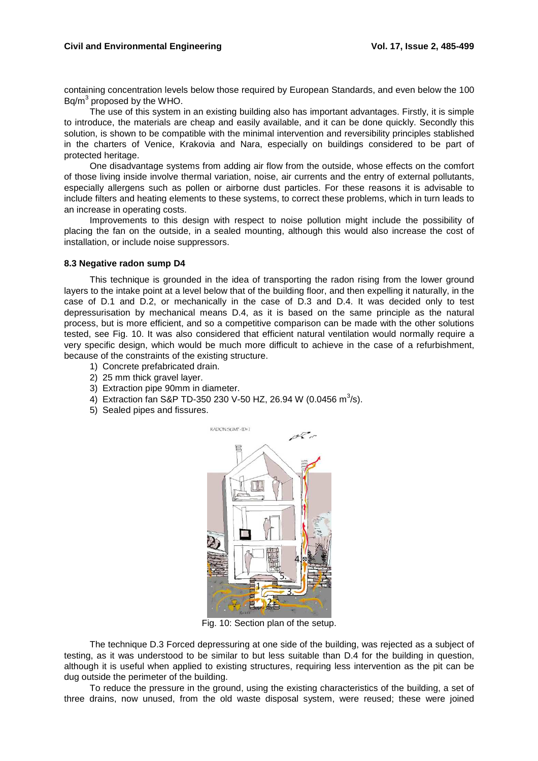containing concentration levels below those required by European Standards, and even below the 100 Bq/m$^3$ proposed by the WHO.

The use of this system in an existing building also has important advantages. Firstly, it is simple to introduce, the materials are cheap and easily available, and it can be done quickly. Secondly this solution, is shown to be compatible with the minimal intervention and reversibility principles stablished in the charters of Venice, Krakovia and Nara, especially on buildings considered to be part of protected heritage.

One disadvantage systems from adding air flow from the outside, whose effects on the comfort of those living inside involve thermal variation, noise, air currents and the entry of external pollutants, especially allergens such as pollen or airborne dust particles. For these reasons it is advisable to include filters and heating elements to these systems, to correct these problems, which in turn leads to an increase in operating costs.

Improvements to this design with respect to noise pollution might include the possibility of placing the fan on the outside, in a sealed mounting, although this would also increase the cost of installation, or include noise suppressors.

### 8.3 Negative radon sump D4

This technique is grounded in the idea of transporting the radon rising from the lower ground layers to the intake point at a level below that of the building floor, and then expelling it naturally, in the case of D.1 and D.2, or mechanically in the case of D.3 and D.4. It was decided only to test depressurisation by mechanical means D.4, as it is based on the same principle as the natural process, but is more efficient, and so a competitive comparison can be made with the other solutions tested, see Fig. 10. It was also considered that efficient natural ventilation would normally require a very specific design, which would be much more difficult to achieve in the case of a refurbishment, because of the constraints of the existing structure.

1) Concrete prefabricated drain.
2) 25 mm thick gravel layer.
3) Extraction pipe 90mm in diameter.
4) Extraction fan S&P TD-350 230 V-50 HZ, 26.94 W (0.0456 m$^3$/s).
5) Sealed pipes and fissures.

Fig. 10: Section plan of the setup.

The technique D.3 Forced depressuring at one side of the building, was rejected as a subject of testing, as it was understood to be similar to but less suitable than D.4 for the building in question, although it is useful when applied to existing structures, requiring less intervention as the pit can be dug outside the perimeter of the building.

To reduce the pressure in the ground, using the existing characteristics of the building, a set of three drains, now unused, from the old waste disposal system, were reused; these were joined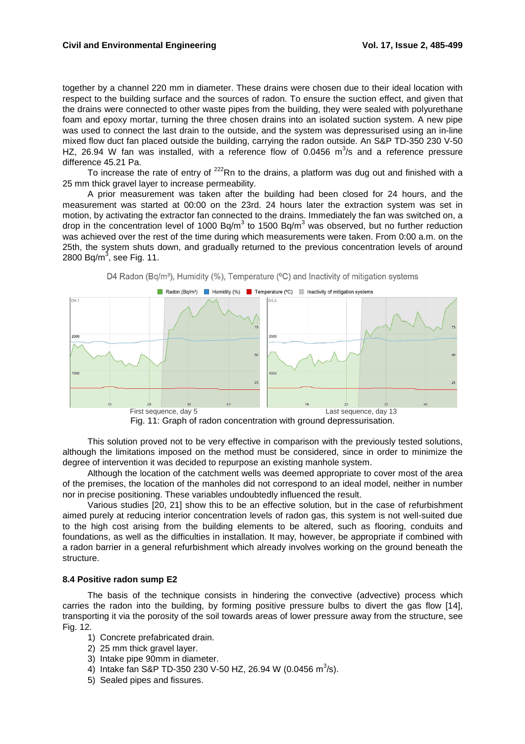together by a channel 220 mm in diameter. These drains were chosen due to their ideal location with respect to the building surface and the sources of radon. To ensure the suction effect, and given that the drains were connected to other waste pipes from the building, they were sealed with polyurethane foam and epoxy mortar, turning the three chosen drains into an isolated suction system. A new pipe was used to connect the last drain to the outside, and the system was depressurised using an in-line mixed flow duct fan placed outside the building, carrying the radon outside. An S&P TD-350 230 V-50 HZ, 26.94 W fan was installed, with a reference flow of 0.0456 $m^3/s$ and a reference pressure difference 45.21 Pa.

To increase the rate of entry of $^{222}Rn$ to the drains, a platform was dug out and finished with a 25 mm thick gravel layer to increase permeability.

A prior measurement was taken after the building had been closed for 24 hours, and the measurement was started at 00:00 on the 23rd. 24 hours later the extraction system was set in motion, by activating the extractor fan connected to the drains. Immediately the fan was switched on, a drop in the concentration level of 1000 $Bq/m^3$ to 1500 $Bq/m^3$ was observed, but no further reduction was achieved over the rest of the time during which measurements were taken. From 0:00 a.m. on the 25th, the system shuts down, and gradually returned to the previous concentration levels of around 2800 $Bq/m^3$, see Fig. 11.

Fig. 11: Graph of radon concentration with ground depressurisation.

This solution proved not to be very effective in comparison with the previously tested solutions, although the limitations imposed on the method must be considered, since in order to minimize the degree of intervention it was decided to repurpose an existing manhole system.

Although the location of the catchment wells was deemed appropriate to cover most of the area of the premises, the location of the manholes did not correspond to an ideal model, neither in number nor in precise positioning. These variables undoubtedly influenced the result.

Various studies [20, 21] show this to be an effective solution, but in the case of refurbishment aimed purely at reducing interior concentration levels of radon gas, this system is not well-suited due to the high cost arising from the building elements to be altered, such as flooring, conduits and foundations, as well as the difficulties in installation. It may, however, be appropriate if combined with a radon barrier in a general refurbishment which already involves working on the ground beneath the structure.

### 8.4 Positive radon sump E2

The basis of the technique consists in hindering the convective (advective) process which carries the radon into the building, by forming positive pressure bulbs to divert the gas flow [14], transporting it via the porosity of the soil towards areas of lower pressure away from the structure, see Fig. 12.

1) Concrete prefabricated drain.
2) 25 mm thick gravel layer.
3) Intake pipe 90mm in diameter.
4) Intake fan S&P TD-350 230 V-50 HZ, 26.94 W (0.0456 $m^3/s$).
5) Sealed pipes and fissures.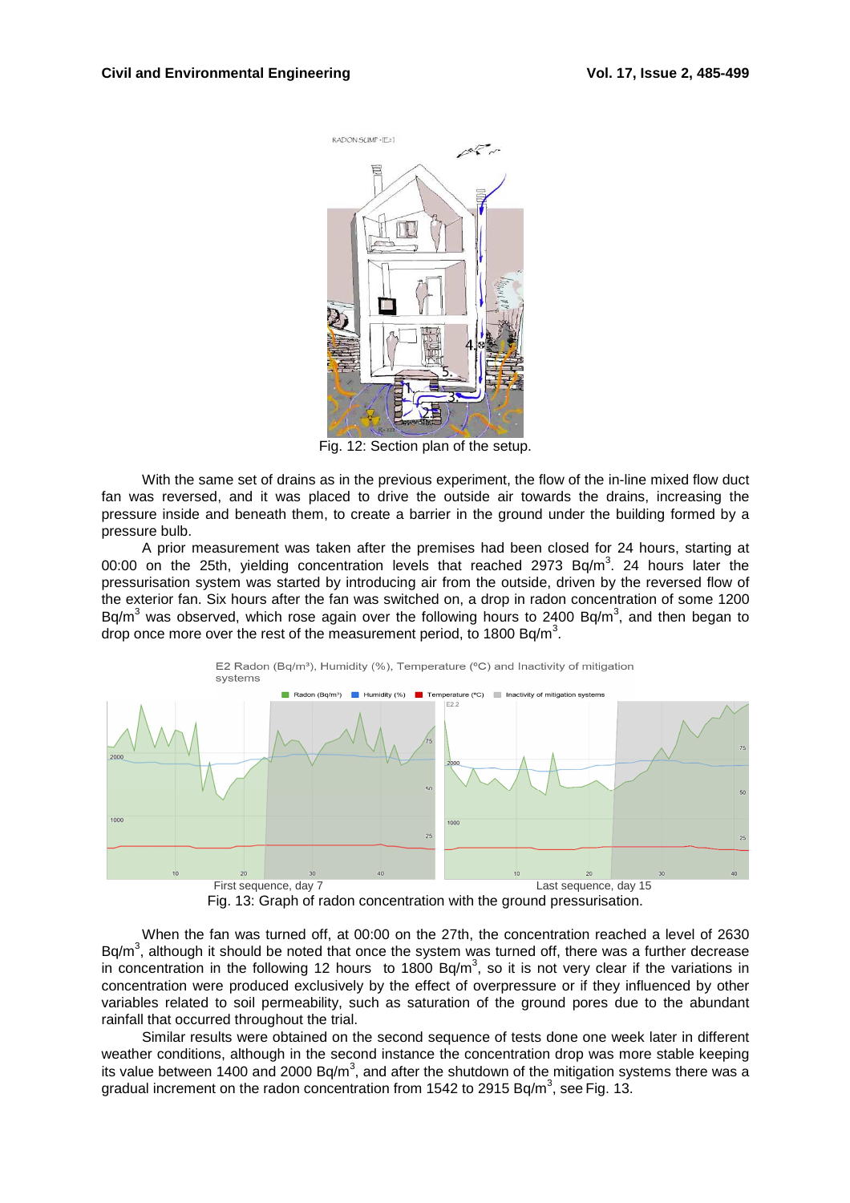Fig. 12: Section plan of the setup.

With the same set of drains as in the previous experiment, the flow of the in-line mixed flow duct fan was reversed, and it was placed to drive the outside air towards the drains, increasing the pressure inside and beneath them, to create a barrier in the ground under the building formed by a pressure bulb.

A prior measurement was taken after the premises had been closed for 24 hours, starting at 00:00 on the 25th, yielding concentration levels that reached 2973 Bq/m$^3$. 24 hours later the pressurisation system was started by introducing air from the outside, driven by the reversed flow of the exterior fan. Six hours after the fan was switched on, a drop in radon concentration of some 1200 Bq/m$^3$ was observed, which rose again over the following hours to 2400 Bq/m$^3$, and then began to drop once more over the rest of the measurement period, to 1800 Bq/m$^3$.

Fig. 13: Graph of radon concentration with the ground pressurisation.

When the fan was turned off, at 00:00 on the 27th, the concentration reached a level of 2630 Bq/m$^3$, although it should be noted that once the system was turned off, there was a further decrease in concentration in the following 12 hours to 1800 Bq/m$^3$, so it is not very clear if the variations in concentration were produced exclusively by the effect of overpressure or if they influenced by other variables related to soil permeability, such as saturation of the ground pores due to the abundant rainfall that occurred throughout the trial.

Similar results were obtained on the second sequence of tests done one week later in different weather conditions, although in the second instance the concentration drop was more stable keeping its value between 1400 and 2000 Bq/m$^3$, and after the shutdown of the mitigation systems there was a gradual increment on the radon concentration from 1542 to 2915 Bq/m$^3$, see Fig. 13.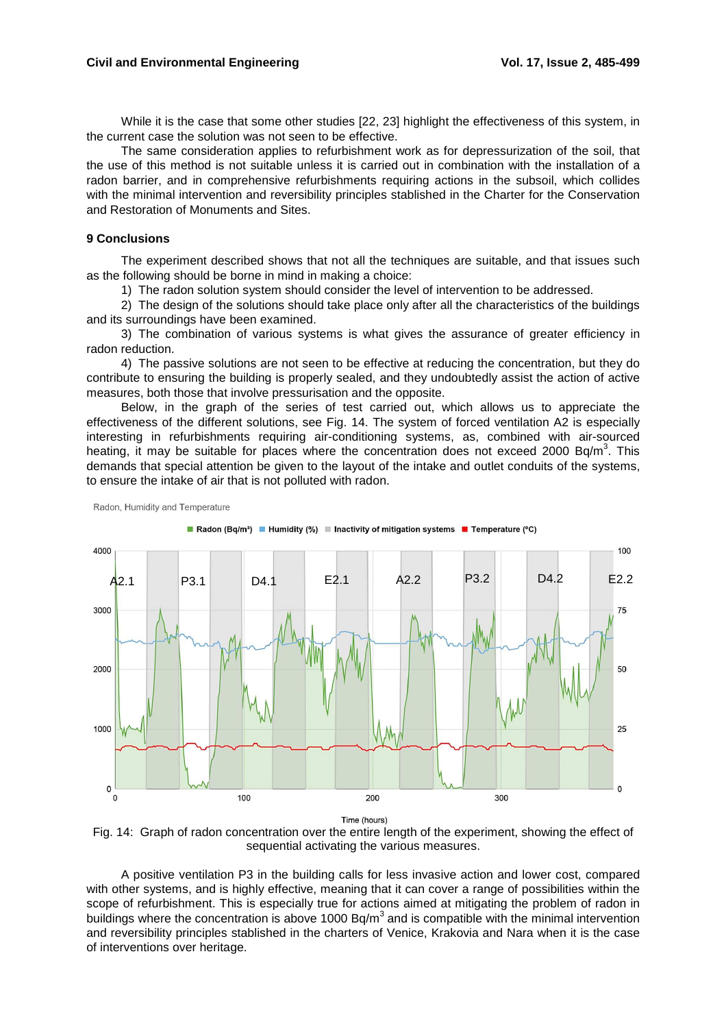While it is the case that some other studies [22, 23] highlight the effectiveness of this system, in the current case the solution was not seen to be effective.

The same consideration applies to refurbishment work as for depressurization of the soil, that the use of this method is not suitable unless it is carried out in combination with the installation of a radon barrier, and in comprehensive refurbishments requiring actions in the subsoil, which collides with the minimal intervention and reversibility principles stablished in the Charter for the Conservation and Restoration of Monuments and Sites.

## 9 Conclusions

The experiment described shows that not all the techniques are suitable, and that issues such as the following should be borne in mind in making a choice:

1) The radon solution system should consider the level of intervention to be addressed.

2) The design of the solutions should take place only after all the characteristics of the buildings and its surroundings have been examined.

3) The combination of various systems is what gives the assurance of greater efficiency in radon reduction.

4) The passive solutions are not seen to be effective at reducing the concentration, but they do contribute to ensuring the building is properly sealed, and they undoubtedly assist the action of active measures, both those that involve pressurisation and the opposite.

Below, in the graph of the series of test carried out, which allows us to appreciate the effectiveness of the different solutions, see Fig. 14. The system of forced ventilation A2 is especially interesting in refurbishments requiring air-conditioning systems, as, combined with air-sourced heating, it may be suitable for places where the concentration does not exceed 2000 Bq/m$^3$. This demands that special attention be given to the layout of the intake and outlet conduits of the systems, to ensure the intake of air that is not polluted with radon.

Fig. 14: Graph of radon concentration over the entire length of the experiment, showing the effect of sequential activating the various measures.

A positive ventilation P3 in the building calls for less invasive action and lower cost, compared with other systems, and is highly effective, meaning that it can cover a range of possibilities within the scope of refurbishment. This is especially true for actions aimed at mitigating the problem of radon in buildings where the concentration is above 1000 Bq/m$^3$ and is compatible with the minimal intervention and reversibility principles stablished in the charters of Venice, Krakovia and Nara when it is the case of interventions over heritage.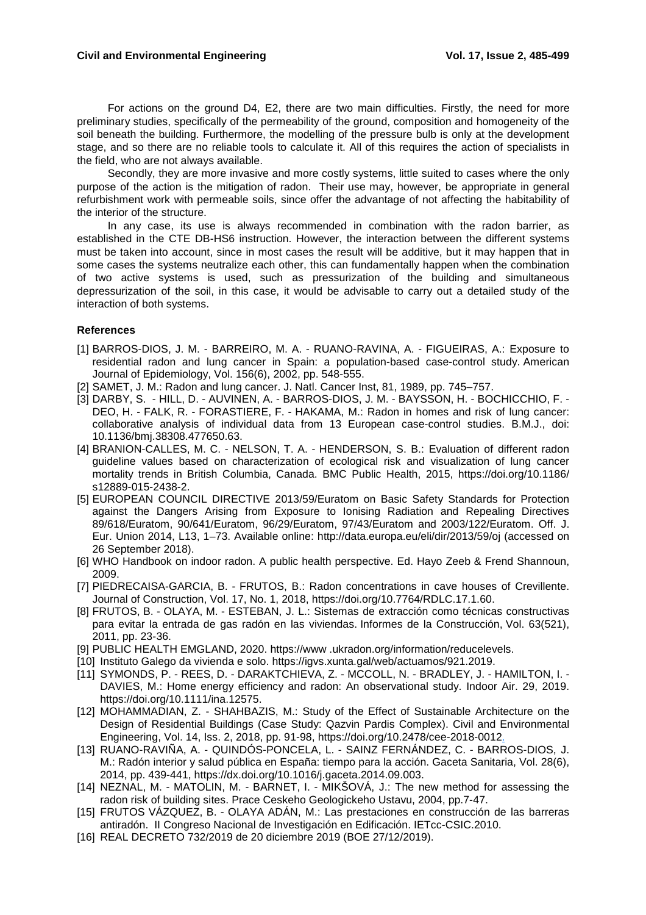For actions on the ground D4, E2, there are two main difficulties. Firstly, the need for more preliminary studies, specifically of the permeability of the ground, composition and homogeneity of the soil beneath the building. Furthermore, the modelling of the pressure bulb is only at the development stage, and so there are no reliable tools to calculate it. All of this requires the action of specialists in the field, who are not always available.

Secondly, they are more invasive and more costly systems, little suited to cases where the only purpose of the action is the mitigation of radon. Their use may, however, be appropriate in general refurbishment work with permeable soils, since offer the advantage of not affecting the habitability of the interior of the structure.

In any case, its use is always recommended in combination with the radon barrier, as established in the CTE DB-HS6 instruction. However, the interaction between the different systems must be taken into account, since in most cases the result will be additive, but it may happen that in some cases the systems neutralize each other, this can fundamentally happen when the combination of two active systems is used, such as pressurization of the building and simultaneous depressurization of the soil, in this case, it would be advisable to carry out a detailed study of the interaction of both systems.

### References

[1] BARROS-DIOS, J. M. - BARREIRO, M. A. - RUANO-RAVINA, A. - FIGUEIRAS, A.: Exposure to residential radon and lung cancer in Spain: a population-based case-control study. American Journal of Epidemiology, Vol. 156(6), 2002, pp. 548-555.

[2] SAMET, J. M.: Radon and lung cancer. J. Natl. Cancer Inst, 81, 1989, pp. 745–757.

[3] DARBY, S. - HILL, D. - AUVINEN, A. - BARROS-DIOS, J. M. - BAYSSON, H. - BOCHICCHIO, F. - DEO, H. - FALK, R. - FORASTIERE, F. - HAKAMA, M.: Radon in homes and risk of lung cancer: collaborative analysis of individual data from 13 European case-control studies. B.M.J., doi: 10.1136/bmj.38308.477650.63.

[4] BRANION-CALLES, M. C. - NELSON, T. A. - HENDERSON, S. B.: Evaluation of different radon guideline values based on characterization of ecological risk and visualization of lung cancer mortality trends in British Columbia, Canada. BMC Public Health, 2015, https://doi.org/10.1186/s12889-015-2438-2.

[5] EUROPEAN COUNCIL DIRECTIVE 2013/59/Euratom on Basic Safety Standards for Protection against the Dangers Arising from Exposure to Ionising Radiation and Repealing Directives 89/618/Euratom, 90/641/Euratom, 96/29/Euratom, 97/43/Euratom and 2003/122/Euratom. Off. J. Eur. Union 2014, L13, 1–73. Available online: http://data.europa.eu/eli/dir/2013/59/oj (accessed on 26 September 2018).

[6] WHO Handbook on indoor radon. A public health perspective. Ed. Hayo Zeeb & Frend Shannoun, 2009.

[7] PIEDRECAISA-GARCIA, B. - FRUTOS, B.: Radon concentrations in cave houses of Crevillente. Journal of Construction, Vol. 17, No. 1, 2018, https://doi.org/10.7764/RDLC.17.1.60.

[8] FRUTOS, B. - OLAYA, M. - ESTEBAN, J. L.: Sistemas de extracción como técnicas constructivas para evitar la entrada de gas radón en las viviendas. Informes de la Construcción, Vol. 63(521), 2011, pp. 23-36.

[9] PUBLIC HEALTH EMGLAND, 2020. https://www .ukradon.org/information/reducelevels.

[10] Instituto Galego da vivienda e solo. https://igvs.xunta.gal/web/actuamos/921.2019.

[11] SYMONDS, P. - REES, D. - DARAKTCHIEVA, Z. - MCCOLL, N. - BRADLEY, J. - HAMILTON, I. - DAVIES, M.: Home energy efficiency and radon: An observational study. Indoor Air. 29, 2019. https://doi.org/10.1111/ina.12575.

[12] MOHAMMADIAN, Z. - SHAHBAZIS, M.: Study of the Effect of Sustainable Architecture on the Design of Residential Buildings (Case Study: Qazvin Pardis Complex). Civil and Environmental Engineering, Vol. 14, Iss. 2, 2018, pp. 91-98, https://doi.org/10.2478/cee-2018-0012.

[13] RUANO-RAVIÑA, A. - QUINDÓS-PONCELA, L. - SAINZ FERNÁNDEZ, C. - BARROS-DIOS, J. M.: Radón interior y salud pública en España: tiempo para la acción. Gaceta Sanitaria, Vol. 28(6), 2014, pp. 439-441, https://dx.doi.org/10.1016/j.gaceta.2014.09.003.

[14] NEZNAL, M. - MATOLIN, M. - BARNET, I. - MIKŠOVÁ, J.: The new method for assessing the radon risk of building sites. Prace Ceskeho Geologickeho Ustavu, 2004, pp.7-47.

[15] FRUTOS VÁZQUEZ, B. - OLAYA ADÁN, M.: Las prestaciones en construcción de las barreras antiradón. II Congreso Nacional de Investigación en Edificación. IETcc-CSIC.2010.

[16] REAL DECRETO 732/2019 de 20 diciembre 2019 (BOE 27/12/2019).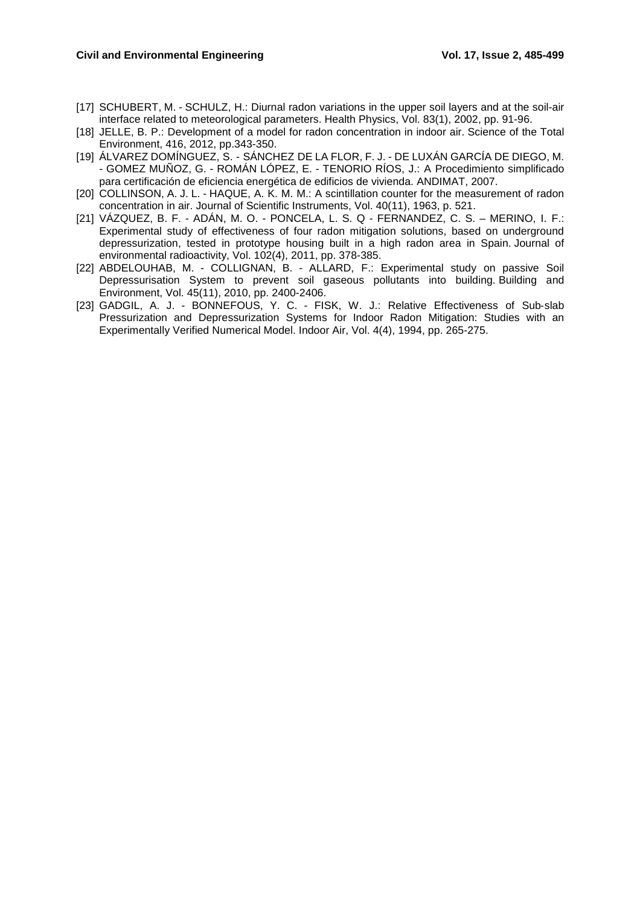[17] SCHUBERT, M. - SCHULZ, H.: Diurnal radon variations in the upper soil layers and at the soil-air interface related to meteorological parameters. Health Physics, Vol. 83(1), 2002, pp. 91-96.

[18] JELLE, B. P.: Development of a model for radon concentration in indoor air. Science of the Total Environment, 416, 2012, pp.343-350.

[19] ÁLVAREZ DOMÍNGUEZ, S. - SÁNCHEZ DE LA FLOR, F. J. - DE LUXÁN GARCÍA DE DIEGO, M. - GOMEZ MUÑOZ, G. - ROMÁN LÓPEZ, E. - TENORIO RÍOS, J.: A Procedimiento simplificado para certificación de eficiencia energética de edificios de vivienda. ANDIMAT, 2007.

[20] COLLINSON, A. J. L. - HAQUE, A. K. M. M.: A scintillation counter for the measurement of radon concentration in air. Journal of Scientific Instruments, Vol. 40(11), 1963, p. 521.

[21] VÁZQUEZ, B. F. - ADÁN, M. O. - PONCELA, L. S. Q - FERNANDEZ, C. S. – MERINO, I. F.: Experimental study of effectiveness of four radon mitigation solutions, based on underground depressurization, tested in prototype housing built in a high radon area in Spain. Journal of environmental radioactivity, Vol. 102(4), 2011, pp. 378-385.

[22] ABDELOUHAB, M. - COLLIGNAN, B. - ALLARD, F.: Experimental study on passive Soil Depressurisation System to prevent soil gaseous pollutants into building. Building and Environment, Vol. 45(11), 2010, pp. 2400-2406.

[23] GADGIL, A. J. - BONNEFOUS, Y. C. - FISK, W. J.: Relative Effectiveness of Sub-slab Pressurization and Depressurization Systems for Indoor Radon Mitigation: Studies with an Experimentally Verified Numerical Model. Indoor Air, Vol. 4(4), 1994, pp. 265-275.